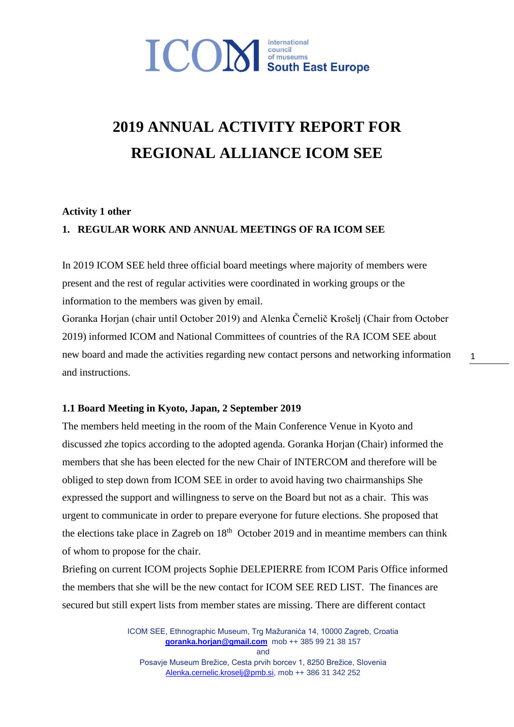# 2019 ANNUAL ACTIVITY REPORT FOR REGIONAL ALLIANCE ICOM SEE

**Activity 1 other**

## 1. REGULAR WORK AND ANNUAL MEETINGS OF RA ICOM SEE

In 2019 ICOM SEE held three official board meetings where majority of members were present and the rest of regular activities were coordinated in working groups or the information to the members was given by email.

Goranka Horjan (chair until October 2019) and Alenka Černelič Krošelj (Chair from October 2019) informed ICOM and National Committees of countries of the RA ICOM SEE about new board and made the activities regarding new contact persons and networking information and instructions.

### 1.1 Board Meeting in Kyoto, Japan, 2 September 2019

The members held meeting in the room of the Main Conference Venue in Kyoto and discussed zhe topics according to the adopted agenda. Goranka Horjan (Chair) informed the members that she has been elected for the new Chair of INTERCOM and therefore will be obliged to step down from ICOM SEE in order to avoid having two chairmanships She expressed the support and willingness to serve on the Board but not as a chair. This was urgent to communicate in order to prepare everyone for future elections. She proposed that the elections take place in Zagreb on 18th October 2019 and in meantime members can think of whom to propose for the chair.

Briefing on current ICOM projects Sophie DELEPIERRE from ICOM Paris Office informed the members that she will be the new contact for ICOM SEE RED LIST. The finances are secured but still expert lists from member states are missing. There are different contact

ICOM SEE, Ethnographic Museum, Trg Mažuranića 14, 10000 Zagreb, Croatia
goranka.horjan@gmail.com mob ++ 385 99 21 38 157
and
Posavje Museum Brežice, Cesta prvih borcev 1, 8250 Brežice, Slovenia
Alenka.cernelic.kroselj@pmb.si, mob ++ 386 31 342 252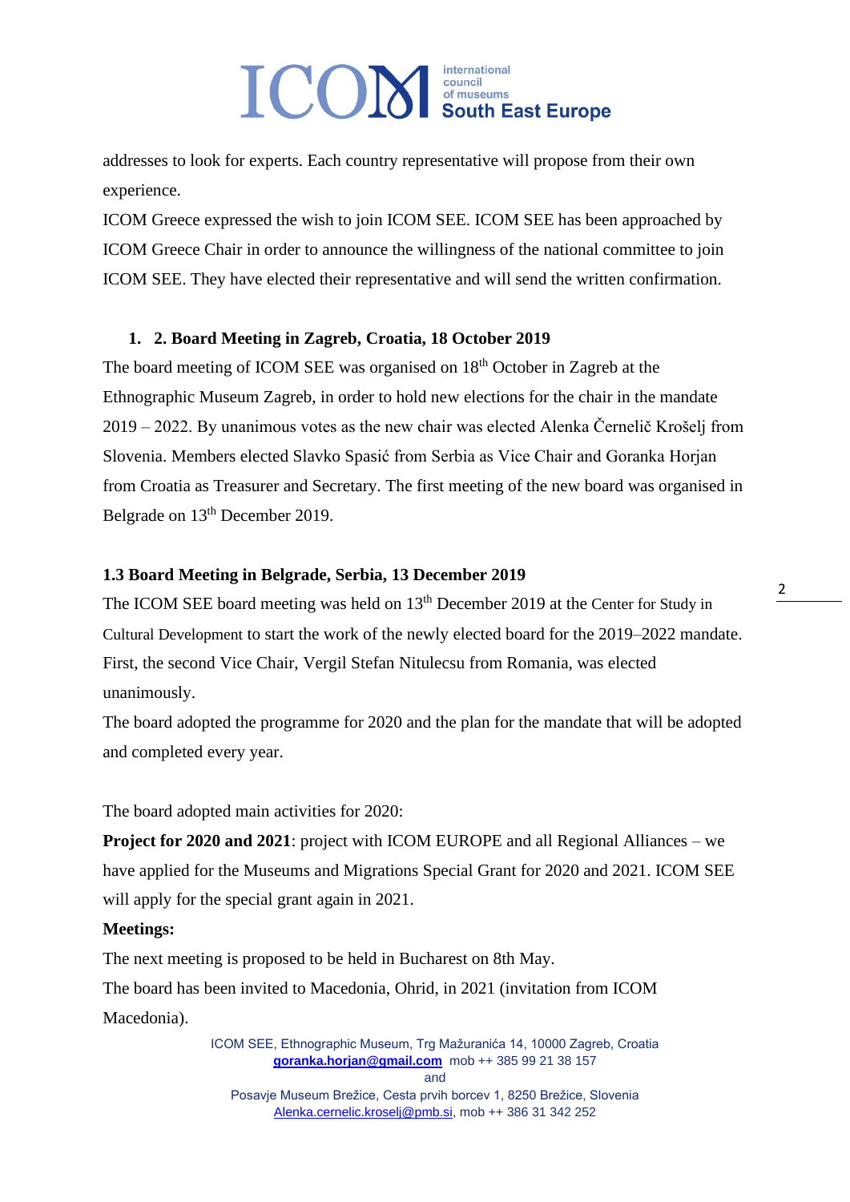addresses to look for experts. Each country representative will propose from their own experience.

ICOM Greece expressed the wish to join ICOM SEE. ICOM SEE has been approached by ICOM Greece Chair in order to announce the willingness of the national committee to join ICOM SEE. They have elected their representative and will send the written confirmation.

### 1. 2. Board Meeting in Zagreb, Croatia, 18 October 2019

The board meeting of ICOM SEE was organised on 18th October in Zagreb at the Ethnographic Museum Zagreb, in order to hold new elections for the chair in the mandate 2019 – 2022. By unanimous votes as the new chair was elected Alenka Černelič Krošelj from Slovenia. Members elected Slavko Spasić from Serbia as Vice Chair and Goranka Horjan from Croatia as Treasurer and Secretary. The first meeting of the new board was organised in Belgrade on 13th December 2019.

### 1.3 Board Meeting in Belgrade, Serbia, 13 December 2019

The ICOM SEE board meeting was held on 13th December 2019 at the Center for Study in Cultural Development to start the work of the newly elected board for the 2019–2022 mandate. First, the second Vice Chair, Vergil Stefan Nitulecsu from Romania, was elected unanimously.

The board adopted the programme for 2020 and the plan for the mandate that will be adopted and completed every year.

The board adopted main activities for 2020:

**Project for 2020 and 2021**: project with ICOM EUROPE and all Regional Alliances – we have applied for the Museums and Migrations Special Grant for 2020 and 2021. ICOM SEE will apply for the special grant again in 2021.

**Meetings:**

The next meeting is proposed to be held in Bucharest on 8th May.

The board has been invited to Macedonia, Ohrid, in 2021 (invitation from ICOM Macedonia).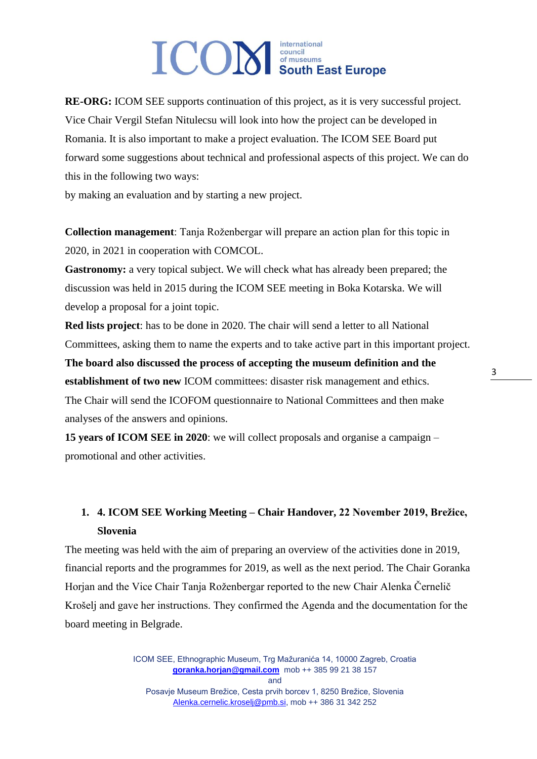**RE-ORG:** ICOM SEE supports continuation of this project, as it is very successful project. Vice Chair Vergil Stefan Nitulecsu will look into how the project can be developed in Romania. It is also important to make a project evaluation. The ICOM SEE Board put forward some suggestions about technical and professional aspects of this project. We can do this in the following two ways:
by making an evaluation and by starting a new project.

**Collection management**: Tanja Roženbergar will prepare an action plan for this topic in 2020, in 2021 in cooperation with COMCOL.
**Gastronomy:** a very topical subject. We will check what has already been prepared; the discussion was held in 2015 during the ICOM SEE meeting in Boka Kotarska. We will develop a proposal for a joint topic.
**Red lists project**: has to be done in 2020. The chair will send a letter to all National Committees, asking them to name the experts and to take active part in this important project.
**The board also discussed the process of accepting the museum definition and the establishment of two new** ICOM committees: disaster risk management and ethics.
The Chair will send the ICOFOM questionnaire to National Committees and then make analyses of the answers and opinions.
**15 years of ICOM SEE in 2020**: we will collect proposals and organise a campaign – promotional and other activities.

1. **4. ICOM SEE Working Meeting – Chair Handover, 22 November 2019, Brežice, Slovenia**

The meeting was held with the aim of preparing an overview of the activities done in 2019, financial reports and the programmes for 2019, as well as the next period. The Chair Goranka Horjan and the Vice Chair Tanja Roženbergar reported to the new Chair Alenka Černelič Krošelj and gave her instructions. They confirmed the Agenda and the documentation for the board meeting in Belgrade.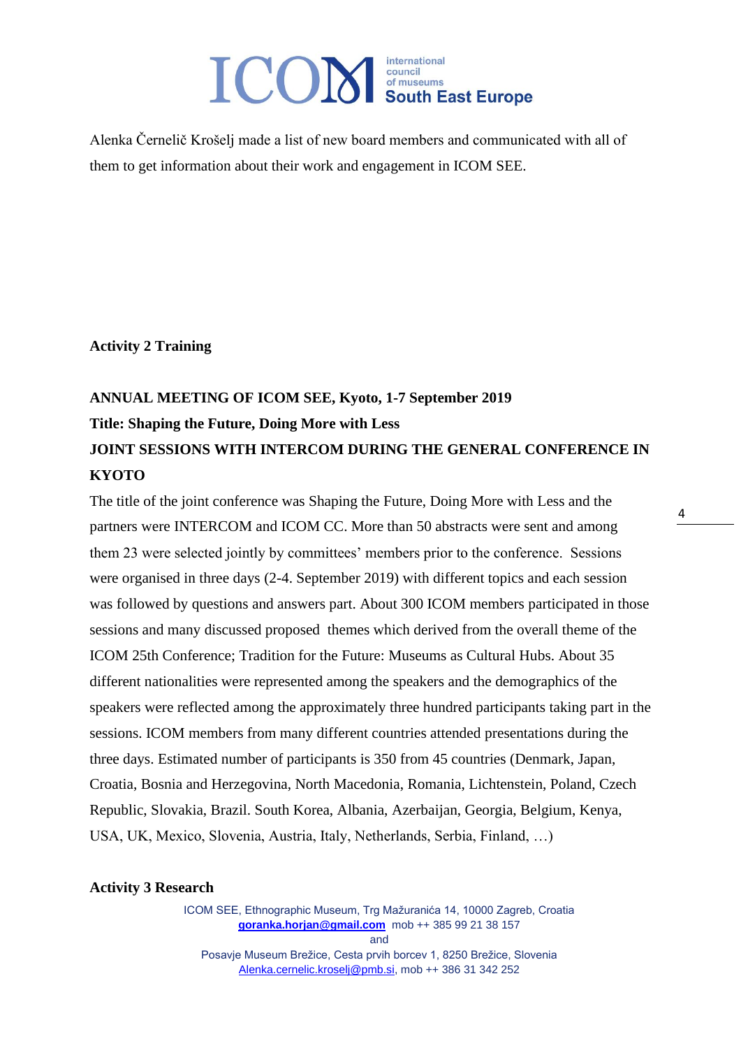Alenka Černelič Krošelj made a list of new board members and communicated with all of them to get information about their work and engagement in ICOM SEE.

**Activity 2 Training**

**ANNUAL MEETING OF ICOM SEE, Kyoto, 1-7 September 2019**

**Title: Shaping the Future, Doing More with Less**

**JOINT SESSIONS WITH INTERCOM DURING THE GENERAL CONFERENCE IN KYOTO**

The title of the joint conference was Shaping the Future, Doing More with Less and the partners were INTERCOM and ICOM CC. More than 50 abstracts were sent and among them 23 were selected jointly by committees' members prior to the conference. Sessions were organised in three days (2-4. September 2019) with different topics and each session was followed by questions and answers part. About 300 ICOM members participated in those sessions and many discussed proposed themes which derived from the overall theme of the ICOM 25th Conference; Tradition for the Future: Museums as Cultural Hubs. About 35 different nationalities were represented among the speakers and the demographics of the speakers were reflected among the approximately three hundred participants taking part in the sessions. ICOM members from many different countries attended presentations during the three days. Estimated number of participants is 350 from 45 countries (Denmark, Japan, Croatia, Bosnia and Herzegovina, North Macedonia, Romania, Lichtenstein, Poland, Czech Republic, Slovakia, Brazil. South Korea, Albania, Azerbaijan, Georgia, Belgium, Kenya, USA, UK, Mexico, Slovenia, Austria, Italy, Netherlands, Serbia, Finland, …)

**Activity 3 Research**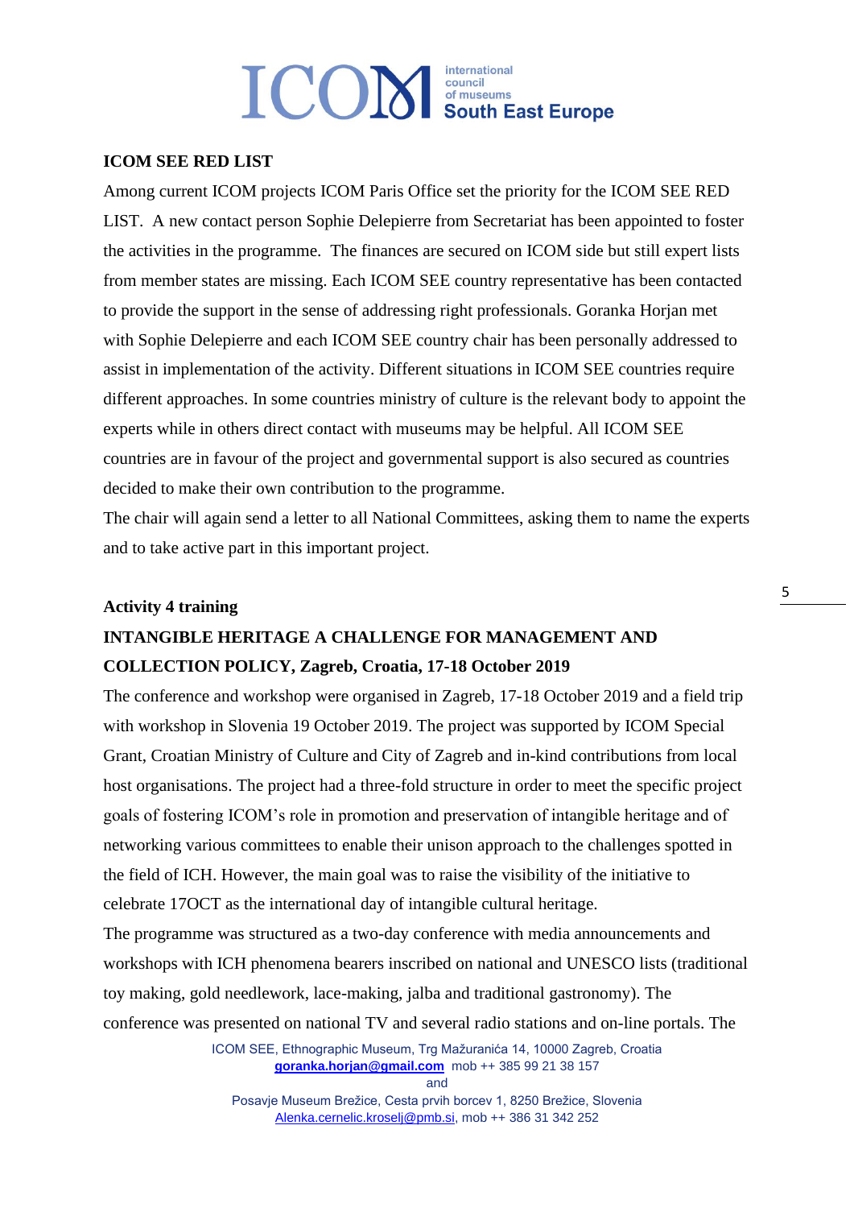**ICOM SEE RED LIST**

Among current ICOM projects ICOM Paris Office set the priority for the ICOM SEE RED LIST. A new contact person Sophie Delepierre from Secretariat has been appointed to foster the activities in the programme. The finances are secured on ICOM side but still expert lists from member states are missing. Each ICOM SEE country representative has been contacted to provide the support in the sense of addressing right professionals. Goranka Horjan met with Sophie Delepierre and each ICOM SEE country chair has been personally addressed to assist in implementation of the activity. Different situations in ICOM SEE countries require different approaches. In some countries ministry of culture is the relevant body to appoint the experts while in others direct contact with museums may be helpful. All ICOM SEE countries are in favour of the project and governmental support is also secured as countries decided to make their own contribution to the programme.

The chair will again send a letter to all National Committees, asking them to name the experts and to take active part in this important project.

**Activity 4 training**

**INTANGIBLE HERITAGE A CHALLENGE FOR MANAGEMENT AND COLLECTION POLICY, Zagreb, Croatia, 17-18 October 2019**

The conference and workshop were organised in Zagreb, 17-18 October 2019 and a field trip with workshop in Slovenia 19 October 2019. The project was supported by ICOM Special Grant, Croatian Ministry of Culture and City of Zagreb and in-kind contributions from local host organisations. The project had a three-fold structure in order to meet the specific project goals of fostering ICOM's role in promotion and preservation of intangible heritage and of networking various committees to enable their unison approach to the challenges spotted in the field of ICH. However, the main goal was to raise the visibility of the initiative to celebrate 17OCT as the international day of intangible cultural heritage.

The programme was structured as a two-day conference with media announcements and workshops with ICH phenomena bearers inscribed on national and UNESCO lists (traditional toy making, gold needlework, lace-making, jalba and traditional gastronomy). The conference was presented on national TV and several radio stations and on-line portals. The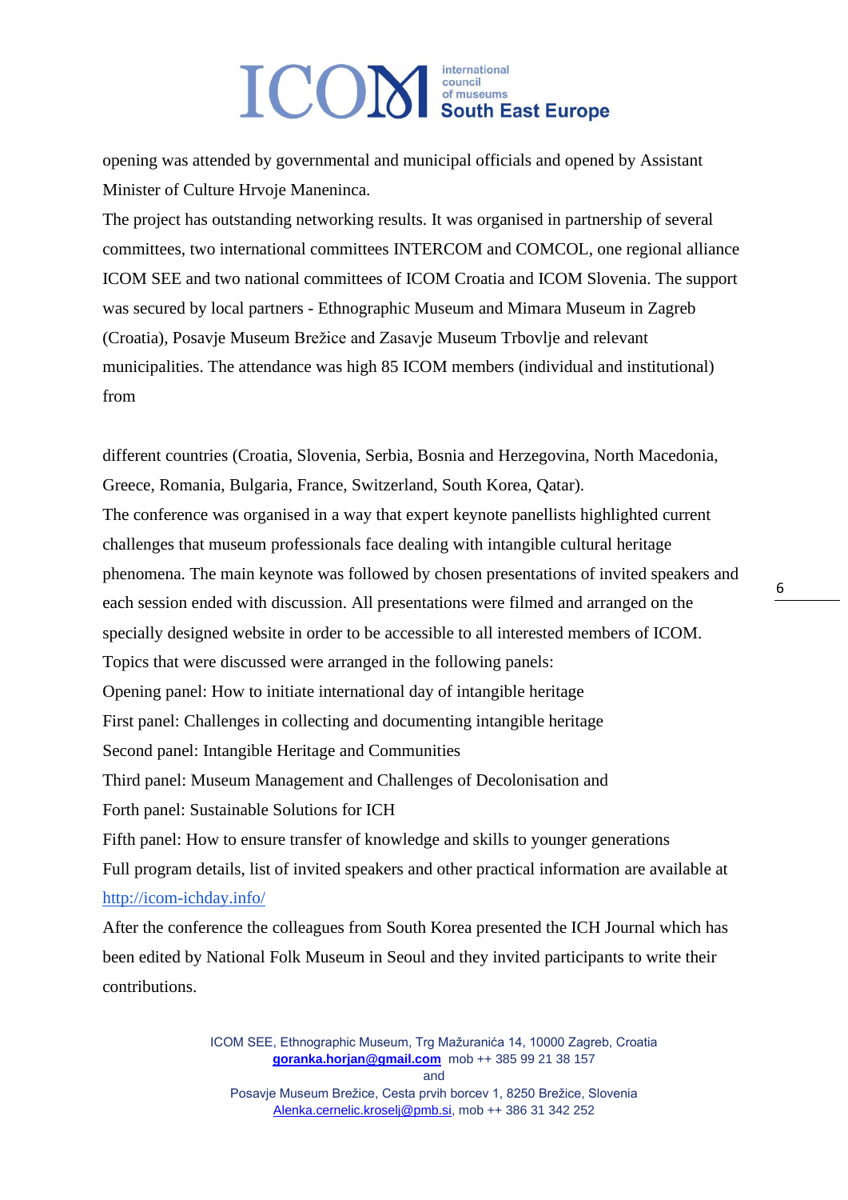opening was attended by governmental and municipal officials and opened by Assistant Minister of Culture Hrvoje Maneninca.

The project has outstanding networking results. It was organised in partnership of several committees, two international committees INTERCOM and COMCOL, one regional alliance ICOM SEE and two national committees of ICOM Croatia and ICOM Slovenia. The support was secured by local partners - Ethnographic Museum and Mimara Museum in Zagreb (Croatia), Posavje Museum Brežice and Zasavje Museum Trbovlje and relevant municipalities. The attendance was high 85 ICOM members (individual and institutional) from

different countries (Croatia, Slovenia, Serbia, Bosnia and Herzegovina, North Macedonia, Greece, Romania, Bulgaria, France, Switzerland, South Korea, Qatar).

The conference was organised in a way that expert keynote panellists highlighted current challenges that museum professionals face dealing with intangible cultural heritage phenomena. The main keynote was followed by chosen presentations of invited speakers and each session ended with discussion. All presentations were filmed and arranged on the specially designed website in order to be accessible to all interested members of ICOM.

Topics that were discussed were arranged in the following panels:

Opening panel: How to initiate international day of intangible heritage

First panel: Challenges in collecting and documenting intangible heritage

Second panel: Intangible Heritage and Communities

Third panel: Museum Management and Challenges of Decolonisation and

Forth panel: Sustainable Solutions for ICH

Fifth panel: How to ensure transfer of knowledge and skills to younger generations

Full program details, list of invited speakers and other practical information are available at [http://icom-ichday.info/](http://icom-ichday.info/)

After the conference the colleagues from South Korea presented the ICH Journal which has been edited by National Folk Museum in Seoul and they invited participants to write their contributions.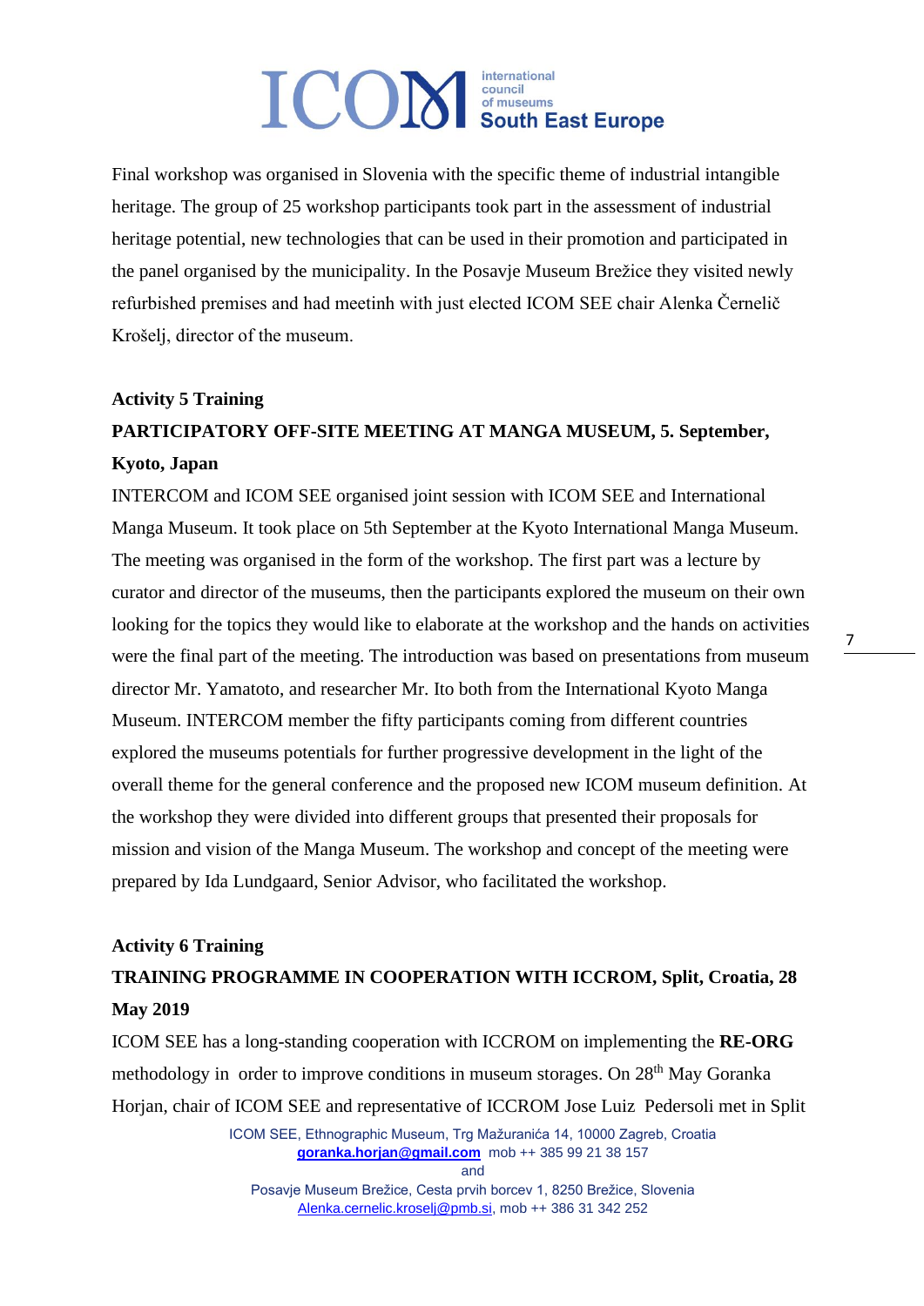Final workshop was organised in Slovenia with the specific theme of industrial intangible heritage. The group of 25 workshop participants took part in the assessment of industrial heritage potential, new technologies that can be used in their promotion and participated in the panel organised by the municipality. In the Posavje Museum Brežice they visited newly refurbished premises and had meetinh with just elected ICOM SEE chair Alenka Černelič Krošelj, director of the museum.

**Activity 5 Training**

**PARTICIPATORY OFF-SITE MEETING AT MANGA MUSEUM, 5. September, Kyoto, Japan**

INTERCOM and ICOM SEE organised joint session with ICOM SEE and International Manga Museum. It took place on 5th September at the Kyoto International Manga Museum. The meeting was organised in the form of the workshop. The first part was a lecture by curator and director of the museums, then the participants explored the museum on their own looking for the topics they would like to elaborate at the workshop and the hands on activities were the final part of the meeting. The introduction was based on presentations from museum director Mr. Yamatoto, and researcher Mr. Ito both from the International Kyoto Manga Museum. INTERCOM member the fifty participants coming from different countries explored the museums potentials for further progressive development in the light of the overall theme for the general conference and the proposed new ICOM museum definition. At the workshop they were divided into different groups that presented their proposals for mission and vision of the Manga Museum. The workshop and concept of the meeting were prepared by Ida Lundgaard, Senior Advisor, who facilitated the workshop.

**Activity 6 Training**

**TRAINING PROGRAMME IN COOPERATION WITH ICCROM, Split, Croatia, 28 May 2019**

ICOM SEE has a long-standing cooperation with ICCROM on implementing the **RE-ORG** methodology in order to improve conditions in museum storages. On 28th May Goranka Horjan, chair of ICOM SEE and representative of ICCROM Jose Luiz Pedersoli met in Split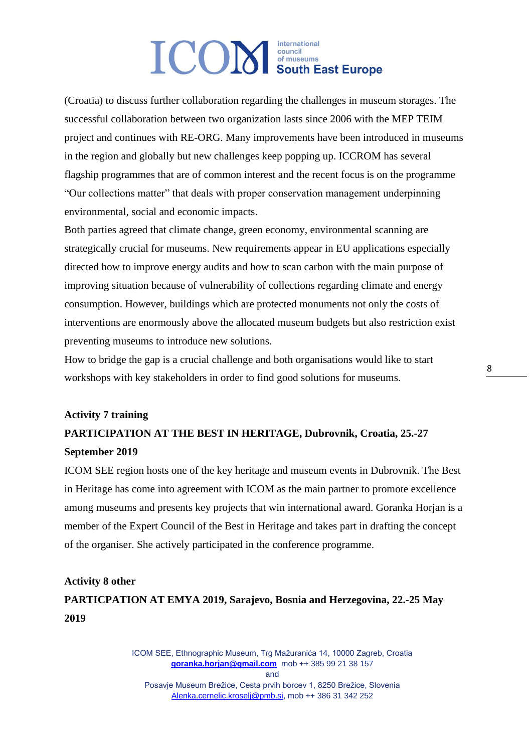(Croatia) to discuss further collaboration regarding the challenges in museum storages. The successful collaboration between two organization lasts since 2006 with the MEP TEIM project and continues with RE-ORG. Many improvements have been introduced in museums in the region and globally but new challenges keep popping up. ICCROM has several flagship programmes that are of common interest and the recent focus is on the programme "Our collections matter" that deals with proper conservation management underpinning environmental, social and economic impacts.

Both parties agreed that climate change, green economy, environmental scanning are strategically crucial for museums. New requirements appear in EU applications especially directed how to improve energy audits and how to scan carbon with the main purpose of improving situation because of vulnerability of collections regarding climate and energy consumption. However, buildings which are protected monuments not only the costs of interventions are enormously above the allocated museum budgets but also restriction exist preventing museums to introduce new solutions.

How to bridge the gap is a crucial challenge and both organisations would like to start workshops with key stakeholders in order to find good solutions for museums.

**Activity 7 training**

**PARTICIPATION AT THE BEST IN HERITAGE, Dubrovnik, Croatia, 25.-27 September 2019**

ICOM SEE region hosts one of the key heritage and museum events in Dubrovnik. The Best in Heritage has come into agreement with ICOM as the main partner to promote excellence among museums and presents key projects that win international award. Goranka Horjan is a member of the Expert Council of the Best in Heritage and takes part in drafting the concept of the organiser. She actively participated in the conference programme.

**Activity 8 other**

**PARTICPATION AT EMYA 2019, Sarajevo, Bosnia and Herzegovina, 22.-25 May 2019**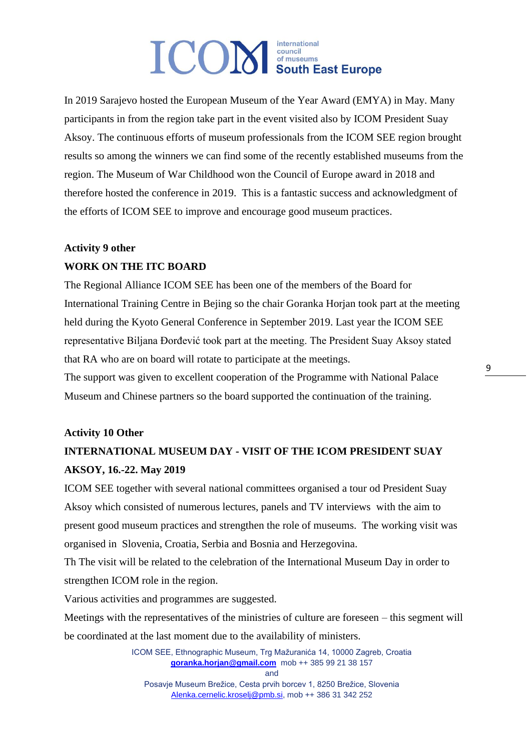In 2019 Sarajevo hosted the European Museum of the Year Award (EMYA) in May. Many participants in from the region take part in the event visited also by ICOM President Suay Aksoy. The continuous efforts of museum professionals from the ICOM SEE region brought results so among the winners we can find some of the recently established museums from the region. The Museum of War Childhood won the Council of Europe award in 2018 and therefore hosted the conference in 2019. This is a fantastic success and acknowledgment of the efforts of ICOM SEE to improve and encourage good museum practices.

**Activity 9 other**

**WORK ON THE ITC BOARD**

The Regional Alliance ICOM SEE has been one of the members of the Board for International Training Centre in Bejing so the chair Goranka Horjan took part at the meeting held during the Kyoto General Conference in September 2019. Last year the ICOM SEE representative Biljana Đorđević took part at the meeting. The President Suay Aksoy stated that RA who are on board will rotate to participate at the meetings.
The support was given to excellent cooperation of the Programme with National Palace Museum and Chinese partners so the board supported the continuation of the training.

**Activity 10 Other**

**INTERNATIONAL MUSEUM DAY - VISIT OF THE ICOM PRESIDENT SUAY AKSOY, 16.-22. May 2019**

ICOM SEE together with several national committees organised a tour od President Suay Aksoy which consisted of numerous lectures, panels and TV interviews with the aim to present good museum practices and strengthen the role of museums. The working visit was organised in Slovenia, Croatia, Serbia and Bosnia and Herzegovina.
Th The visit will be related to the celebration of the International Museum Day in order to strengthen ICOM role in the region.
Various activities and programmes are suggested.
Meetings with the representatives of the ministries of culture are foreseen – this segment will be coordinated at the last moment due to the availability of ministers.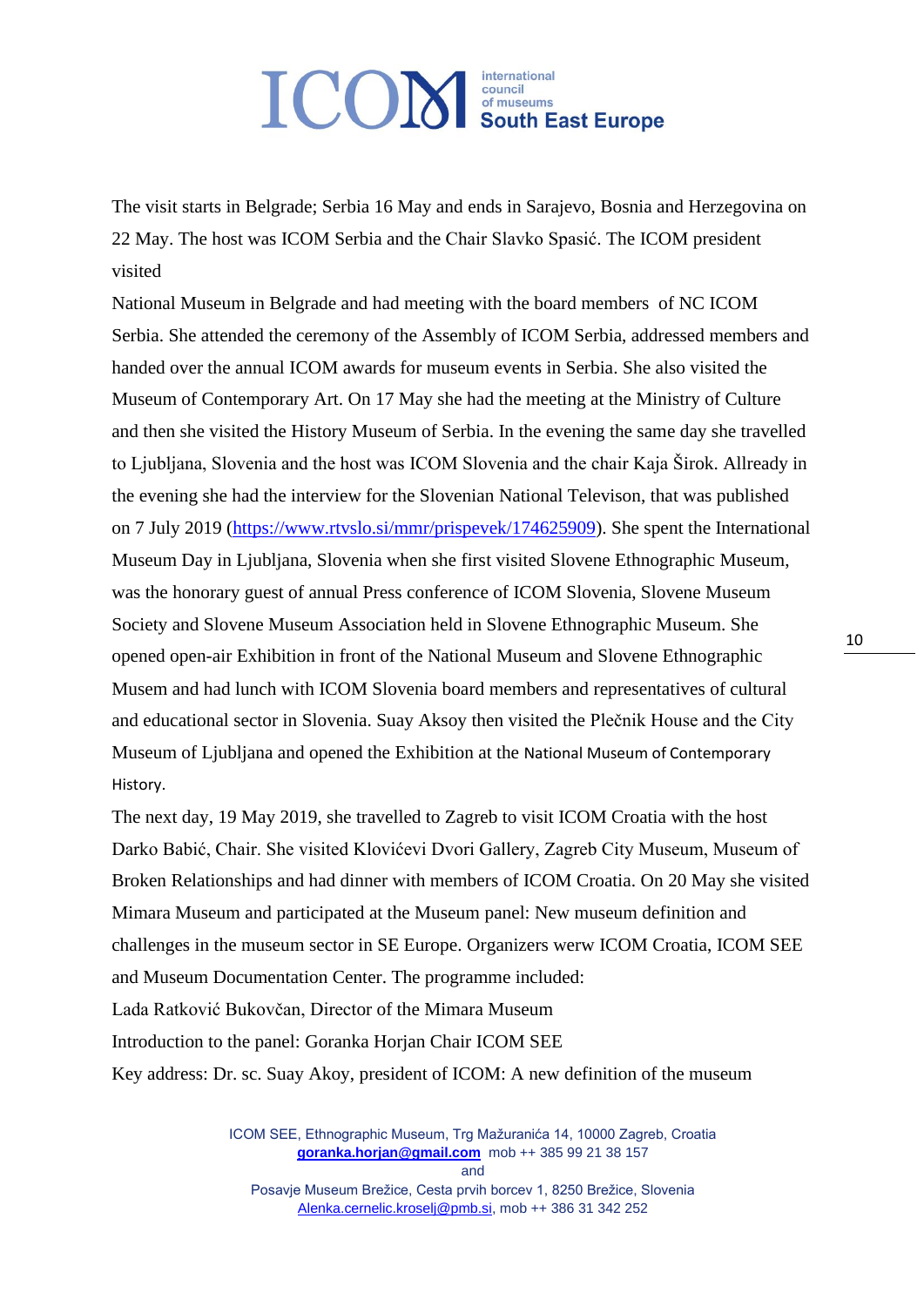The visit starts in Belgrade; Serbia 16 May and ends in Sarajevo, Bosnia and Herzegovina on 22 May. The host was ICOM Serbia and the Chair Slavko Spasić. The ICOM president visited

National Museum in Belgrade and had meeting with the board members of NC ICOM Serbia. She attended the ceremony of the Assembly of ICOM Serbia, addressed members and handed over the annual ICOM awards for museum events in Serbia. She also visited the Museum of Contemporary Art. On 17 May she had the meeting at the Ministry of Culture and then she visited the History Museum of Serbia. In the evening the same day she travelled to Ljubljana, Slovenia and the host was ICOM Slovenia and the chair Kaja Širok. Allready in the evening she had the interview for the Slovenian National Televison, that was published on 7 July 2019 (https://www.rtvslo.si/mmr/prispevek/174625909). She spent the International Museum Day in Ljubljana, Slovenia when she first visited Slovene Ethnographic Museum, was the honorary guest of annual Press conference of ICOM Slovenia, Slovene Museum Society and Slovene Museum Association held in Slovene Ethnographic Museum. She opened open-air Exhibition in front of the National Museum and Slovene Ethnographic Musem and had lunch with ICOM Slovenia board members and representatives of cultural and educational sector in Slovenia. Suay Aksoy then visited the Plečnik House and the City Museum of Ljubljana and opened the Exhibition at the National Museum of Contemporary History.

The next day, 19 May 2019, she travelled to Zagreb to visit ICOM Croatia with the host Darko Babić, Chair. She visited Klovićevi Dvori Gallery, Zagreb City Museum, Museum of Broken Relationships and had dinner with members of ICOM Croatia. On 20 May she visited Mimara Museum and participated at the Museum panel: New museum definition and challenges in the museum sector in SE Europe. Organizers werw ICOM Croatia, ICOM SEE and Museum Documentation Center. The programme included:

Lada Ratković Bukovčan, Director of the Mimara Museum

Introduction to the panel: Goranka Horjan Chair ICOM SEE

Key address: Dr. sc. Suay Akoy, president of ICOM: A new definition of the museum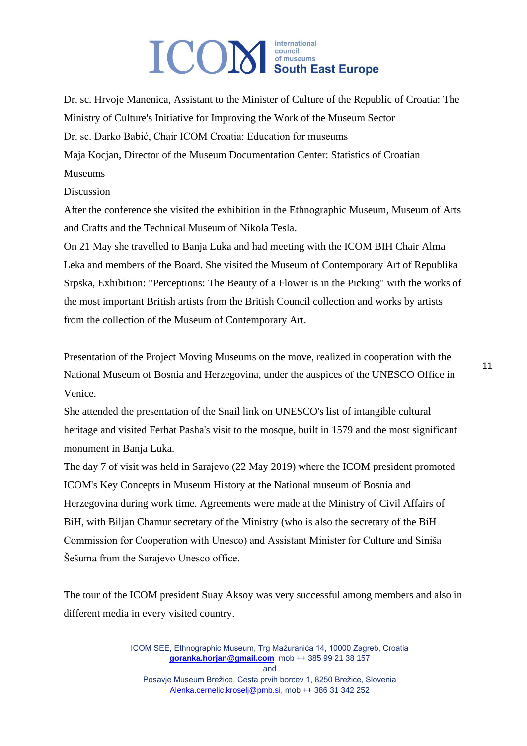Dr. sc. Hrvoje Manenica, Assistant to the Minister of Culture of the Republic of Croatia: The Ministry of Culture's Initiative for Improving the Work of the Museum Sector

Dr. sc. Darko Babić, Chair ICOM Croatia: Education for museums

Maja Kocjan, Director of the Museum Documentation Center: Statistics of Croatian Museums

Discussion

After the conference she visited the exhibition in the Ethnographic Museum, Museum of Arts and Crafts and the Technical Museum of Nikola Tesla.

On 21 May she travelled to Banja Luka and had meeting with the ICOM BIH Chair Alma Leka and members of the Board. She visited the Museum of Contemporary Art of Republika Srpska, Exhibition: "Perceptions: The Beauty of a Flower is in the Picking" with the works of the most important British artists from the British Council collection and works by artists from the collection of the Museum of Contemporary Art.

Presentation of the Project Moving Museums on the move, realized in cooperation with the National Museum of Bosnia and Herzegovina, under the auspices of the UNESCO Office in Venice.

She attended the presentation of the Snail link on UNESCO's list of intangible cultural heritage and visited Ferhat Pasha's visit to the mosque, built in 1579 and the most significant monument in Banja Luka.

The day 7 of visit was held in Sarajevo (22 May 2019) where the ICOM president promoted ICOM's Key Concepts in Museum History at the National museum of Bosnia and Herzegovina during work time. Agreements were made at the Ministry of Civil Affairs of BiH, with Biljan Chamur secretary of the Ministry (who is also the secretary of the BiH Commission for Cooperation with Unesco) and Assistant Minister for Culture and Siniša Šešuma from the Sarajevo Unesco office.

The tour of the ICOM president Suay Aksoy was very successful among members and also in different media in every visited country.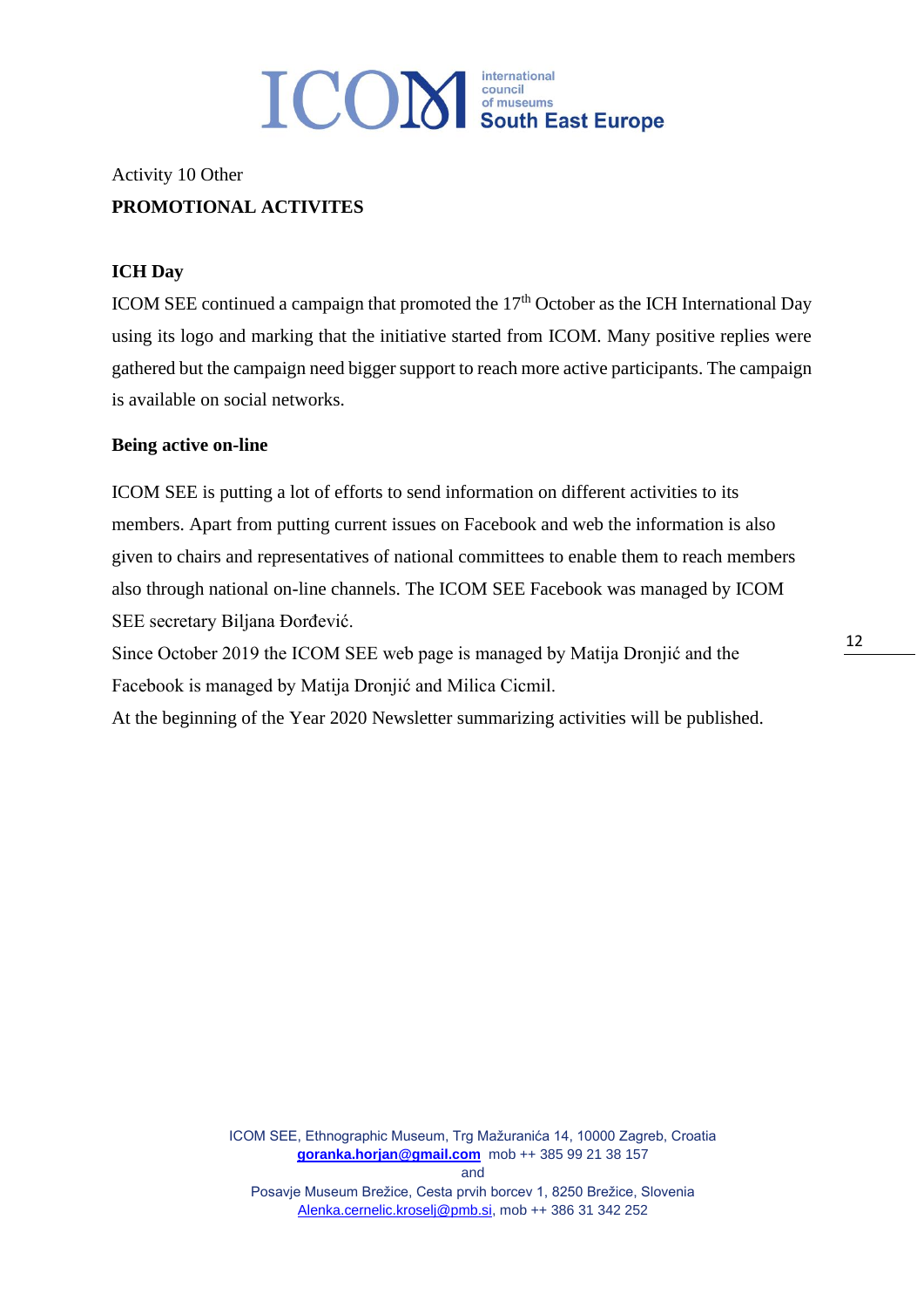Activity 10 Other

**PROMOTIONAL ACTIVITES**

**ICH Day**

ICOM SEE continued a campaign that promoted the 17th October as the ICH International Day using its logo and marking that the initiative started from ICOM. Many positive replies were gathered but the campaign need bigger support to reach more active participants. The campaign is available on social networks.

**Being active on-line**

ICOM SEE is putting a lot of efforts to send information on different activities to its members. Apart from putting current issues on Facebook and web the information is also given to chairs and representatives of national committees to enable them to reach members also through national on-line channels. The ICOM SEE Facebook was managed by ICOM SEE secretary Biljana Đorđević.

Since October 2019 the ICOM SEE web page is managed by Matija Dronjić and the Facebook is managed by Matija Dronjić and Milica Cicmil.

At the beginning of the Year 2020 Newsletter summarizing activities will be published.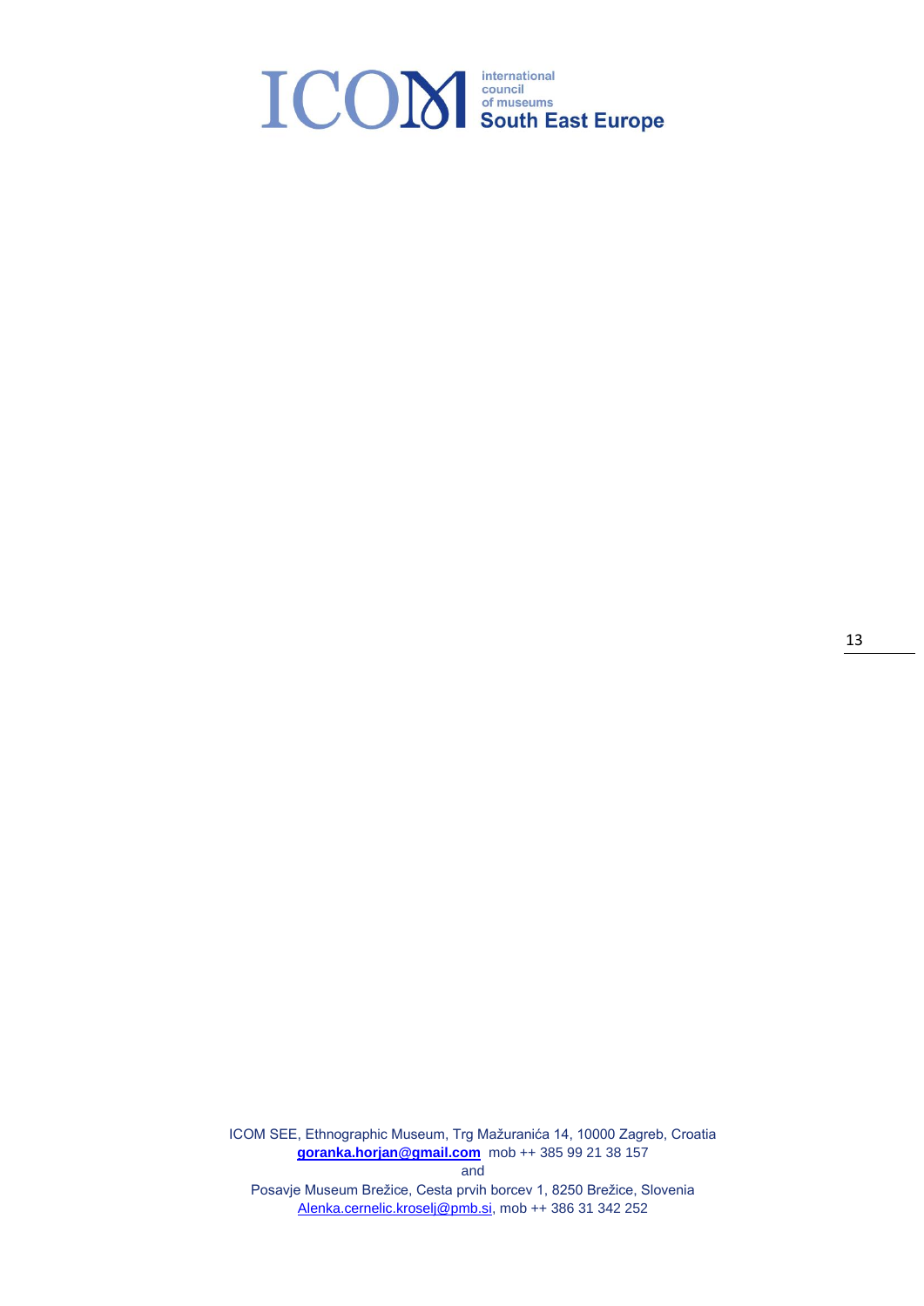ICOM international council of museums South East Europe

ICOM SEE, Ethnographic Museum, Trg Mažuranića 14, 10000 Zagreb, Croatia
**goranka.horjan@gmail.com** mob ++ 385 99 21 38 157
and
Posavje Museum Brežice, Cesta prvih borcev 1, 8250 Brežice, Slovenia
Alenka.cernelic.kroselj@pmb.si, mob ++ 386 31 342 252